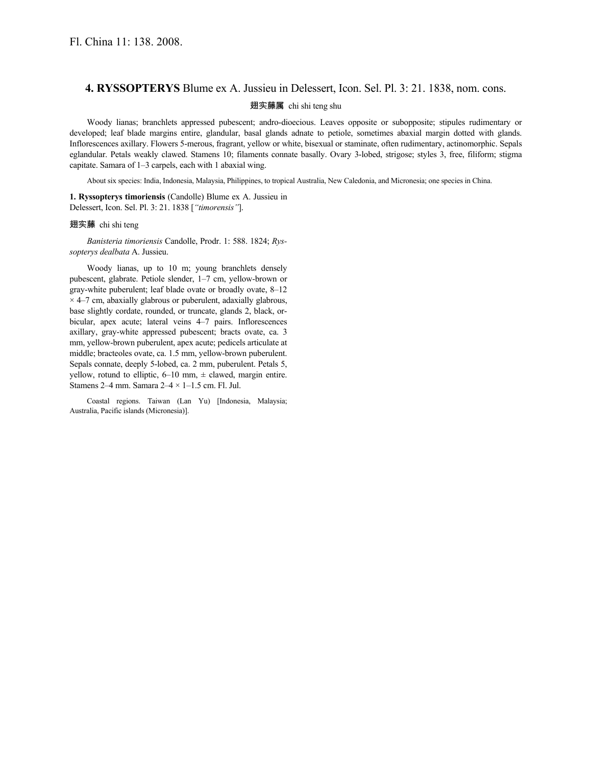Fl. China 11: 138. 2008.

## 4. **RYSSOPTERYS** Blume ex A. Jussieu in Delessert, Icon. Sel. Pl. 3: 21. 1838, nom. cons.

翅实藤属 chi shi teng shu

Woody lianas; branchlets appressed pubescent; andro-dioecious. Leaves opposite or subopposite; stipules rudimentary or developed; leaf blade margins entire, glandular, basal glands adnate to petiole, sometimes abaxial margin dotted with glands. Inflorescences axillary. Flowers 5-merous, fragrant, yellow or white, bisexual or staminate, often rudimentary, actinomorphic. Sepals eglandular. Petals weakly clawed. Stamens 10; filaments connate basally. Ovary 3-lobed, strigose; styles 3, free, filiform; stigma capitate. Samara of 1–3 carpels, each with 1 abaxial wing.

About six species: India, Indonesia, Malaysia, Philippines, to tropical Australia, New Caledonia, and Micronesia; one species in China.

**1. Ryssopterys timoriensis** (Candolle) Blume ex A. Jussieu in Delessert, Icon. Sel. Pl. 3: 21. 1838 [*"timorensis"*].

翅实藤 chi shi teng

*Banisteria timoriensis* Candolle, Prodr. 1: 588. 1824; *Ryssopterys dealbata* A. Jussieu.

Woody lianas, up to 10 m; young branchlets densely pubescent, glabrate. Petiole slender, 1–7 cm, yellow-brown or gray-white puberulent; leaf blade ovate or broadly ovate, 8–12 × 4–7 cm, abaxially glabrous or puberulent, adaxially glabrous, base slightly cordate, rounded, or truncate, glands 2, black, orbicular, apex acute; lateral veins 4–7 pairs. Inflorescences axillary, gray-white appressed pubescent; bracts ovate, ca. 3 mm, yellow-brown puberulent, apex acute; pedicels articulate at middle; bracteoles ovate, ca. 1.5 mm, yellow-brown puberulent. Sepals connate, deeply 5-lobed, ca. 2 mm, puberulent. Petals 5, yellow, rotund to elliptic, 6–10 mm, ± clawed, margin entire. Stamens 2–4 mm. Samara 2–4 × 1–1.5 cm. Fl. Jul.

Coastal regions. Taiwan (Lan Yu) [Indonesia, Malaysia; Australia, Pacific islands (Micronesia)].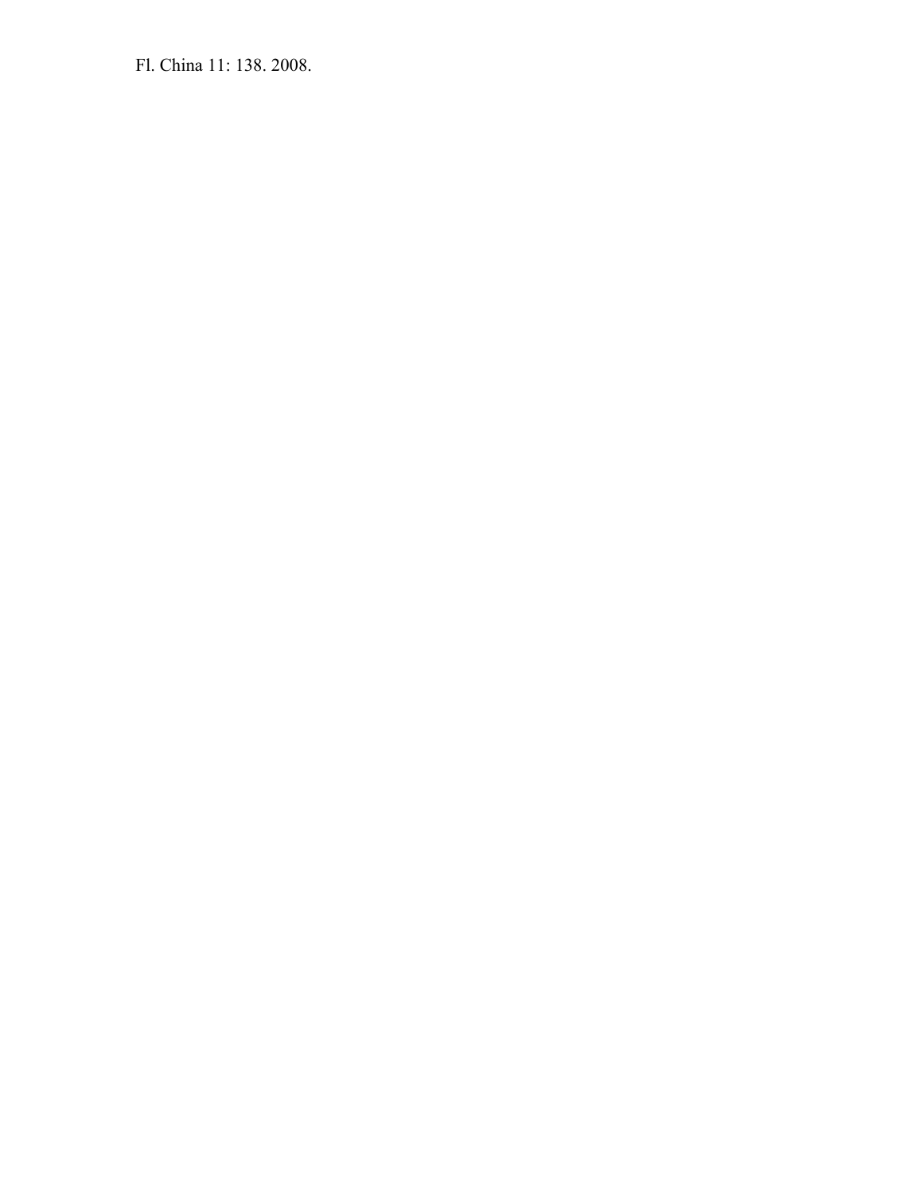Fl. China 11: 138. 2008.